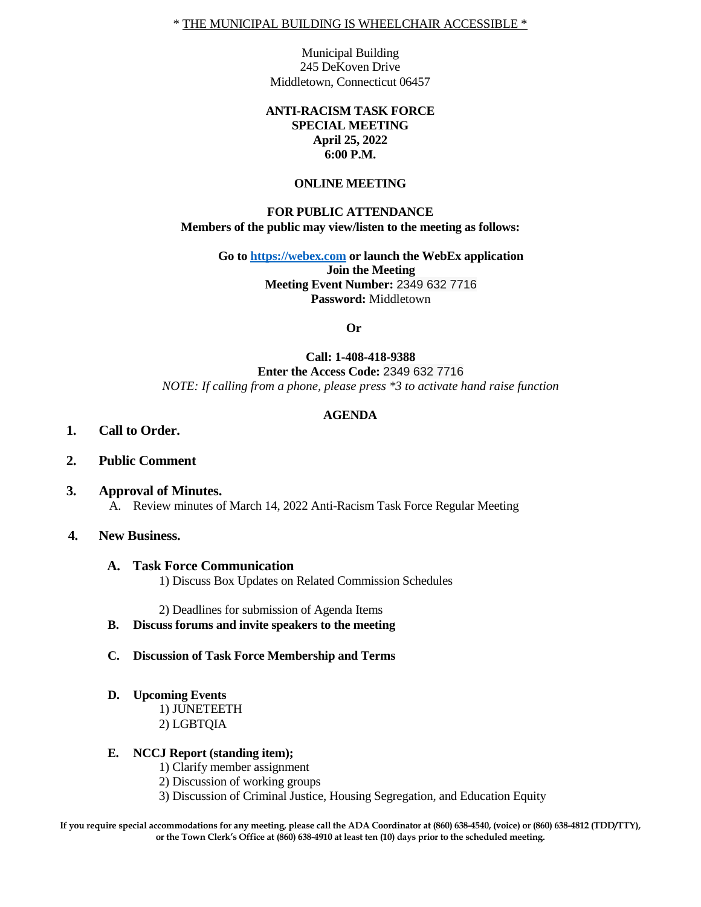\* THE MUNICIPAL BUILDING IS WHEELCHAIR ACCESSIBLE \*

Municipal Building
245 DeKoven Drive
Middletown, Connecticut 06457

**ANTI-RACISM TASK FORCE**
**SPECIAL MEETING**
**April 25, 2022**
**6:00 P.M.**

**ONLINE MEETING**

**FOR PUBLIC ATTENDANCE**
**Members of the public may view/listen to the meeting as follows:**

**Go to [https://webex.com](https://webex.com) or launch the WebEx application**
**Join the Meeting**
**Meeting Event Number:** 2349 632 7716
**Password:** Middletown

**Or**

**Call: 1-408-418-9388**
**Enter the Access Code:** 2349 632 7716
*NOTE: If calling from a phone, please press \*3 to activate hand raise function*

**AGENDA**

1. **Call to Order.**

2. **Public Comment**

3. **Approval of Minutes.**
   A. Review minutes of March 14, 2022 Anti-Racism Task Force Regular Meeting

4. **New Business.**

   **A. Task Force Communication**
   1) Discuss Box Updates on Related Commission Schedules

   2) Deadlines for submission of Agenda Items

   **B. Discuss forums and invite speakers to the meeting**

   **C. Discussion of Task Force Membership and Terms**

   **D. Upcoming Events**
   1) JUNETEETH
   2) LGBTQIA

   **E. NCCJ Report (standing item);**
   1) Clarify member assignment
   2) Discussion of working groups
   3) Discussion of Criminal Justice, Housing Segregation, and Education Equity

**If you require special accommodations for any meeting, please call the ADA Coordinator at (860) 638-4540, (voice) or (860) 638-4812 (TDD/TTY), or the Town Clerk's Office at (860) 638-4910 at least ten (10) days prior to the scheduled meeting.**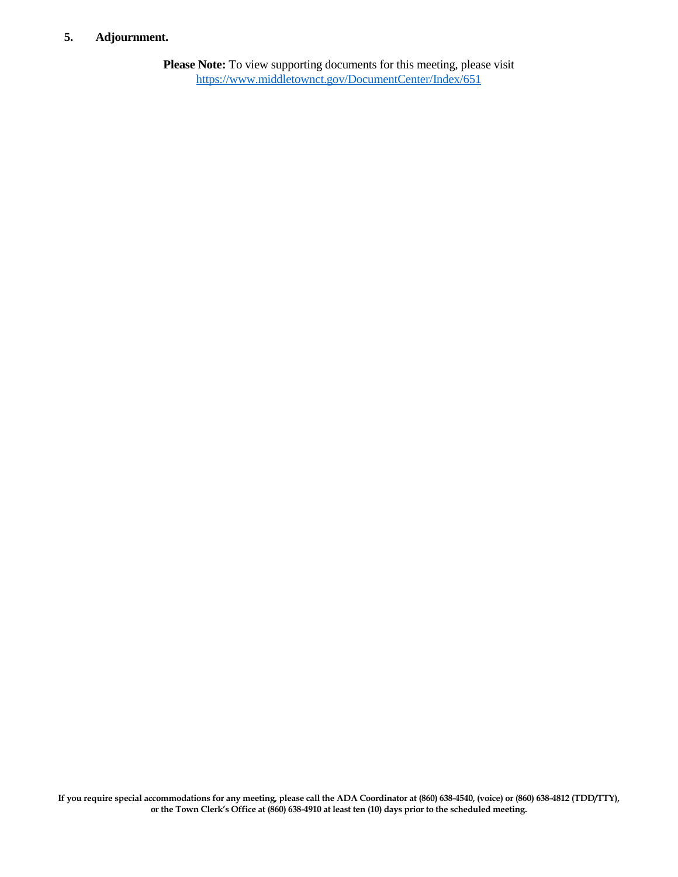**5. Adjournment.**

**Please Note:** To view supporting documents for this meeting, please visit https://www.middletownct.gov/DocumentCenter/Index/651

**If you require special accommodations for any meeting, please call the ADA Coordinator at (860) 638-4540, (voice) or (860) 638-4812 (TDD/TTY), or the Town Clerk's Office at (860) 638-4910 at least ten (10) days prior to the scheduled meeting.**